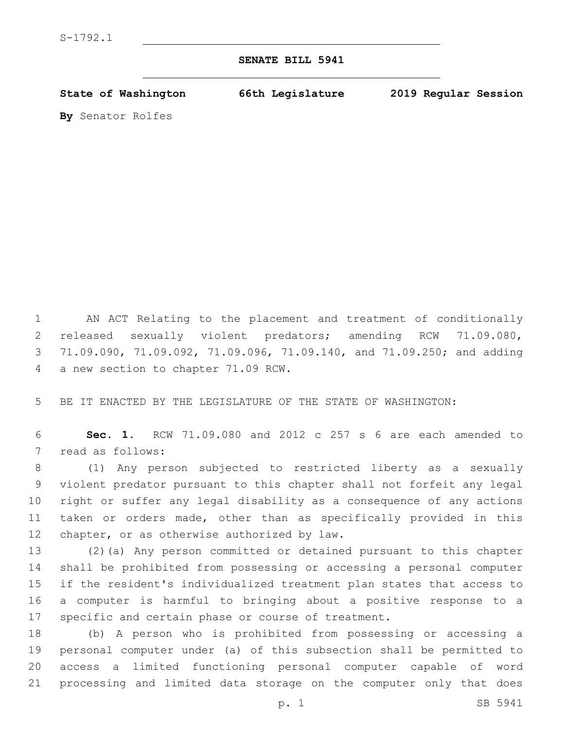S-1792.1

**SENATE BILL 5941**

**State of Washington 66th Legislature 2019 Regular Session**

**By** Senator Rolfes

AN ACT Relating to the placement and treatment of conditionally released sexually violent predators; amending RCW 71.09.080, 71.09.090, 71.09.092, 71.09.096, 71.09.140, and 71.09.250; and adding a new section to chapter 71.09 RCW.

BE IT ENACTED BY THE LEGISLATURE OF THE STATE OF WASHINGTON:

**Sec. 1.** RCW 71.09.080 and 2012 c 257 s 6 are each amended to read as follows:

(1) Any person subjected to restricted liberty as a sexually violent predator pursuant to this chapter shall not forfeit any legal right or suffer any legal disability as a consequence of any actions taken or orders made, other than as specifically provided in this chapter, or as otherwise authorized by law.

(2)(a) Any person committed or detained pursuant to this chapter shall be prohibited from possessing or accessing a personal computer if the resident's individualized treatment plan states that access to a computer is harmful to bringing about a positive response to a specific and certain phase or course of treatment.

(b) A person who is prohibited from possessing or accessing a personal computer under (a) of this subsection shall be permitted to access a limited functioning personal computer capable of word processing and limited data storage on the computer only that does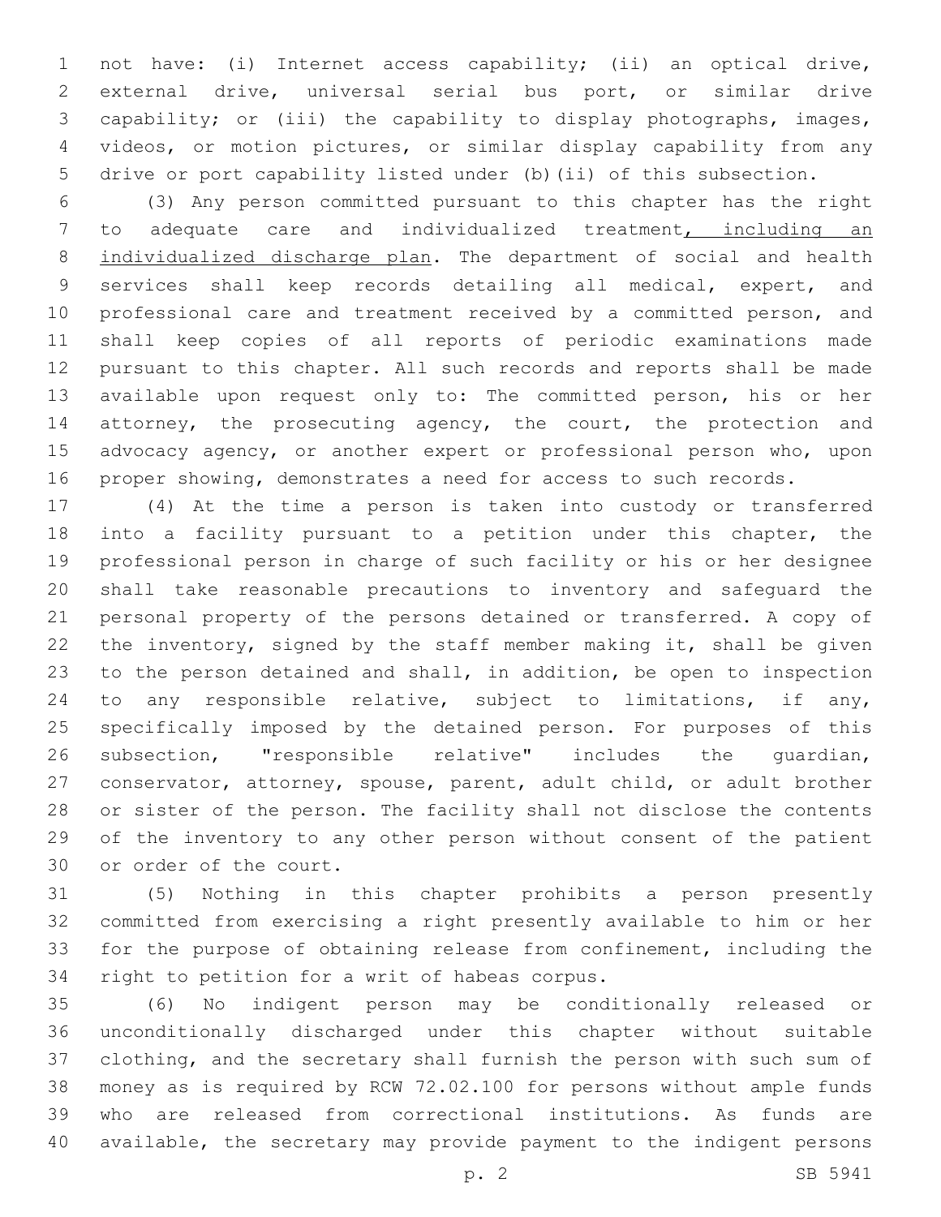not have: (i) Internet access capability; (ii) an optical drive, external drive, universal serial bus port, or similar drive capability; or (iii) the capability to display photographs, images, videos, or motion pictures, or similar display capability from any drive or port capability listed under (b)(ii) of this subsection.

(3) Any person committed pursuant to this chapter has the right to adequate care and individualized treatment<u>, including an individualized discharge plan</u>. The department of social and health services shall keep records detailing all medical, expert, and professional care and treatment received by a committed person, and shall keep copies of all reports of periodic examinations made pursuant to this chapter. All such records and reports shall be made available upon request only to: The committed person, his or her attorney, the prosecuting agency, the court, the protection and advocacy agency, or another expert or professional person who, upon proper showing, demonstrates a need for access to such records.

(4) At the time a person is taken into custody or transferred into a facility pursuant to a petition under this chapter, the professional person in charge of such facility or his or her designee shall take reasonable precautions to inventory and safeguard the personal property of the persons detained or transferred. A copy of the inventory, signed by the staff member making it, shall be given to the person detained and shall, in addition, be open to inspection to any responsible relative, subject to limitations, if any, specifically imposed by the detained person. For purposes of this subsection, "responsible relative" includes the guardian, conservator, attorney, spouse, parent, adult child, or adult brother or sister of the person. The facility shall not disclose the contents of the inventory to any other person without consent of the patient or order of the court.

(5) Nothing in this chapter prohibits a person presently committed from exercising a right presently available to him or her for the purpose of obtaining release from confinement, including the right to petition for a writ of habeas corpus.

(6) No indigent person may be conditionally released or unconditionally discharged under this chapter without suitable clothing, and the secretary shall furnish the person with such sum of money as is required by RCW 72.02.100 for persons without ample funds who are released from correctional institutions. As funds are available, the secretary may provide payment to the indigent persons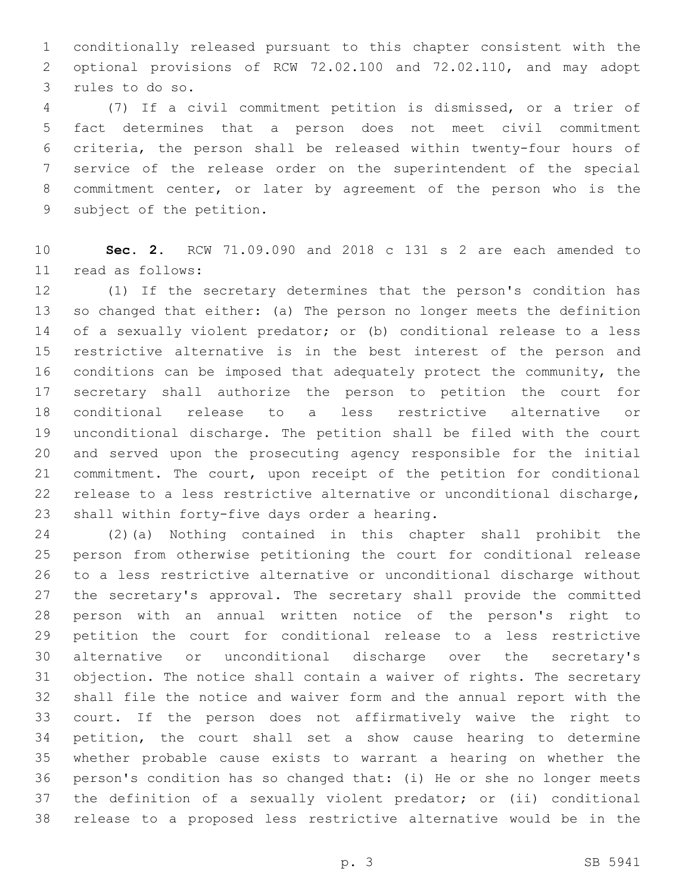conditionally released pursuant to this chapter consistent with the optional provisions of RCW 72.02.100 and 72.02.110, and may adopt rules to do so.

(7) If a civil commitment petition is dismissed, or a trier of fact determines that a person does not meet civil commitment criteria, the person shall be released within twenty-four hours of service of the release order on the superintendent of the special commitment center, or later by agreement of the person who is the subject of the petition.

**Sec. 2.** RCW 71.09.090 and 2018 c 131 s 2 are each amended to read as follows:

(1) If the secretary determines that the person's condition has so changed that either: (a) The person no longer meets the definition of a sexually violent predator; or (b) conditional release to a less restrictive alternative is in the best interest of the person and conditions can be imposed that adequately protect the community, the secretary shall authorize the person to petition the court for conditional release to a less restrictive alternative or unconditional discharge. The petition shall be filed with the court and served upon the prosecuting agency responsible for the initial commitment. The court, upon receipt of the petition for conditional release to a less restrictive alternative or unconditional discharge, shall within forty-five days order a hearing.

(2)(a) Nothing contained in this chapter shall prohibit the person from otherwise petitioning the court for conditional release to a less restrictive alternative or unconditional discharge without the secretary's approval. The secretary shall provide the committed person with an annual written notice of the person's right to petition the court for conditional release to a less restrictive alternative or unconditional discharge over the secretary's objection. The notice shall contain a waiver of rights. The secretary shall file the notice and waiver form and the annual report with the court. If the person does not affirmatively waive the right to petition, the court shall set a show cause hearing to determine whether probable cause exists to warrant a hearing on whether the person's condition has so changed that: (i) He or she no longer meets the definition of a sexually violent predator; or (ii) conditional release to a proposed less restrictive alternative would be in the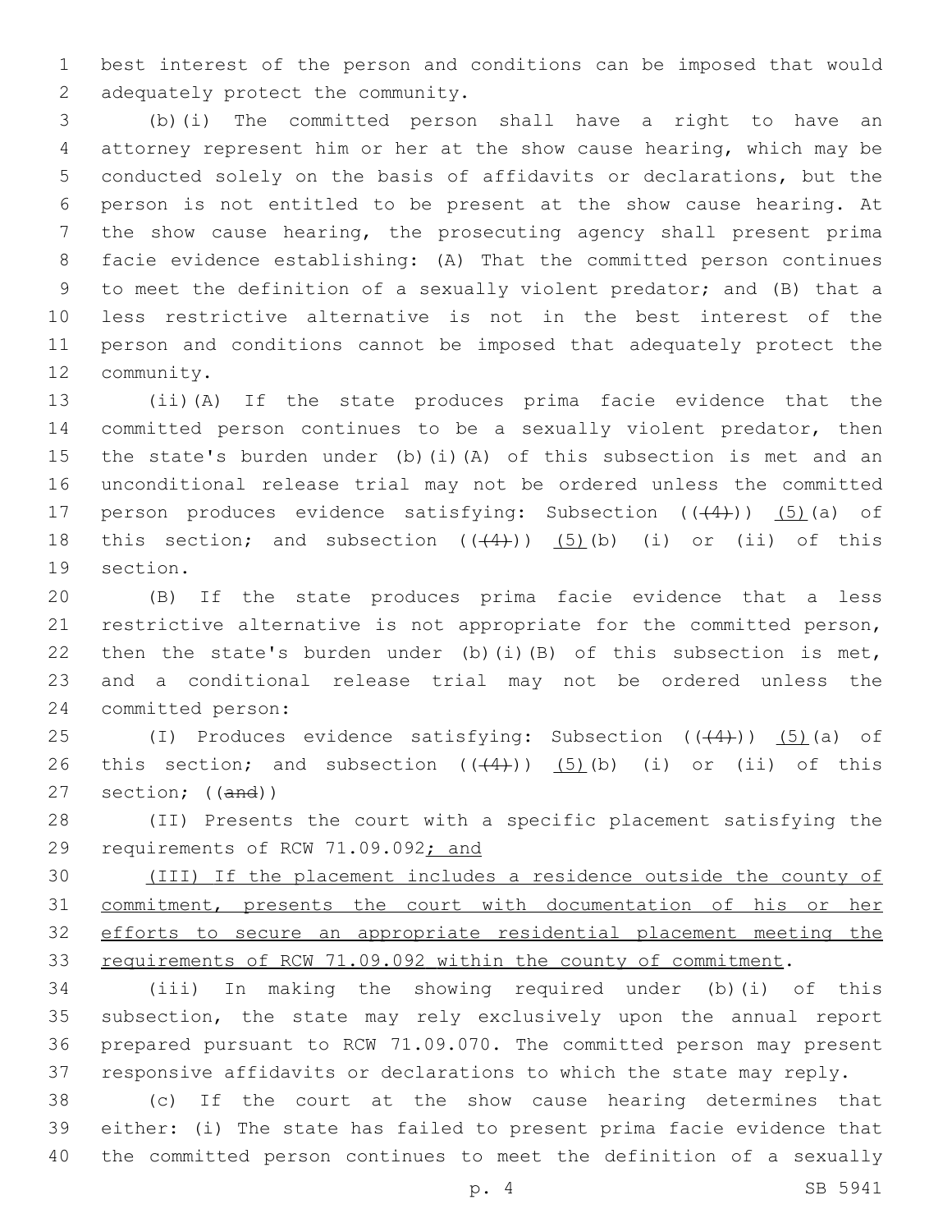best interest of the person and conditions can be imposed that would adequately protect the community.

(b)(i) The committed person shall have a right to have an attorney represent him or her at the show cause hearing, which may be conducted solely on the basis of affidavits or declarations, but the person is not entitled to be present at the show cause hearing. At the show cause hearing, the prosecuting agency shall present prima facie evidence establishing: (A) That the committed person continues to meet the definition of a sexually violent predator; and (B) that a less restrictive alternative is not in the best interest of the person and conditions cannot be imposed that adequately protect the community.

(ii)(A) If the state produces prima facie evidence that the committed person continues to be a sexually violent predator, then the state's burden under (b)(i)(A) of this subsection is met and an unconditional release trial may not be ordered unless the committed person produces evidence satisfying: Subsection ((~~(4)~~)) <u>(5)</u>(a) of this section; and subsection ((~~(4)~~)) <u>(5)</u>(b) (i) or (ii) of this section.

(B) If the state produces prima facie evidence that a less restrictive alternative is not appropriate for the committed person, then the state's burden under (b)(i)(B) of this subsection is met, and a conditional release trial may not be ordered unless the committed person:

(I) Produces evidence satisfying: Subsection ((~~(4)~~)) <u>(5)</u>(a) of this section; and subsection ((~~(4)~~)) <u>(5)</u>(b) (i) or (ii) of this section; ((~~and~~))

(II) Presents the court with a specific placement satisfying the requirements of RCW 71.09.092<u>; and</u>

<u>(III) If the placement includes a residence outside the county of commitment, presents the court with documentation of his or her efforts to secure an appropriate residential placement meeting the requirements of RCW 71.09.092 within the county of commitment</u>.

(iii) In making the showing required under (b)(i) of this subsection, the state may rely exclusively upon the annual report prepared pursuant to RCW 71.09.070. The committed person may present responsive affidavits or declarations to which the state may reply.

(c) If the court at the show cause hearing determines that either: (i) The state has failed to present prima facie evidence that the committed person continues to meet the definition of a sexually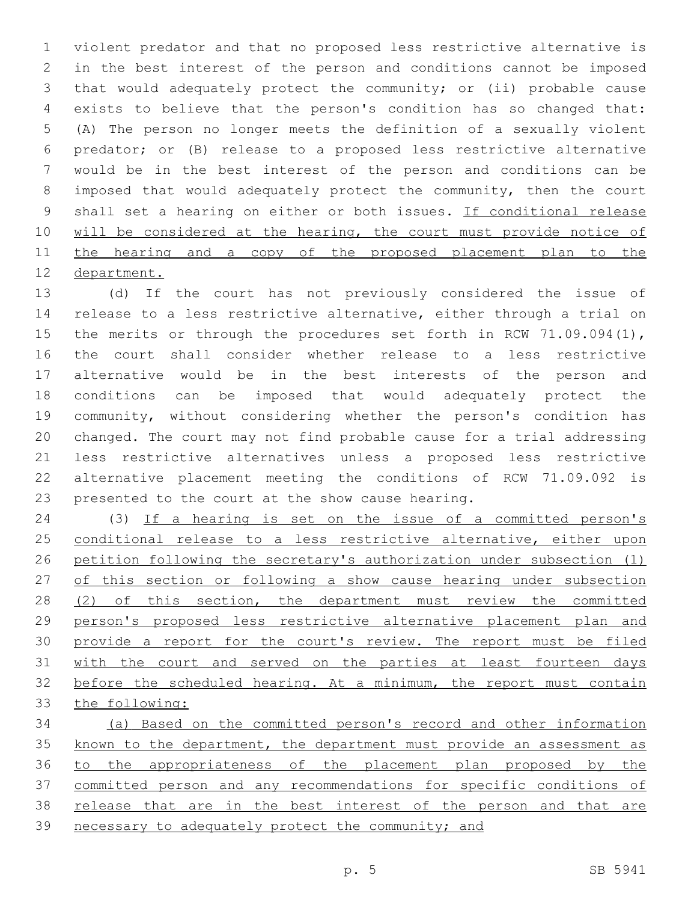violent predator and that no proposed less restrictive alternative is in the best interest of the person and conditions cannot be imposed that would adequately protect the community; or (ii) probable cause exists to believe that the person's condition has so changed that: (A) The person no longer meets the definition of a sexually violent predator; or (B) release to a proposed less restrictive alternative would be in the best interest of the person and conditions can be imposed that would adequately protect the community, then the court shall set a hearing on either or both issues. <u>If conditional release will be considered at the hearing, the court must provide notice of the hearing and a copy of the proposed placement plan to the department.</u>

(d) If the court has not previously considered the issue of release to a less restrictive alternative, either through a trial on the merits or through the procedures set forth in RCW 71.09.094(1), the court shall consider whether release to a less restrictive alternative would be in the best interests of the person and conditions can be imposed that would adequately protect the community, without considering whether the person's condition has changed. The court may not find probable cause for a trial addressing less restrictive alternatives unless a proposed less restrictive alternative placement meeting the conditions of RCW 71.09.092 is presented to the court at the show cause hearing.

(3) <u>If a hearing is set on the issue of a committed person's conditional release to a less restrictive alternative, either upon petition following the secretary's authorization under subsection (1) of this section or following a show cause hearing under subsection (2) of this section, the department must review the committed person's proposed less restrictive alternative placement plan and provide a report for the court's review. The report must be filed with the court and served on the parties at least fourteen days before the scheduled hearing. At a minimum, the report must contain the following:</u>

<u>(a) Based on the committed person's record and other information known to the department, the department must provide an assessment as to the appropriateness of the placement plan proposed by the committed person and any recommendations for specific conditions of release that are in the best interest of the person and that are necessary to adequately protect the community; and</u>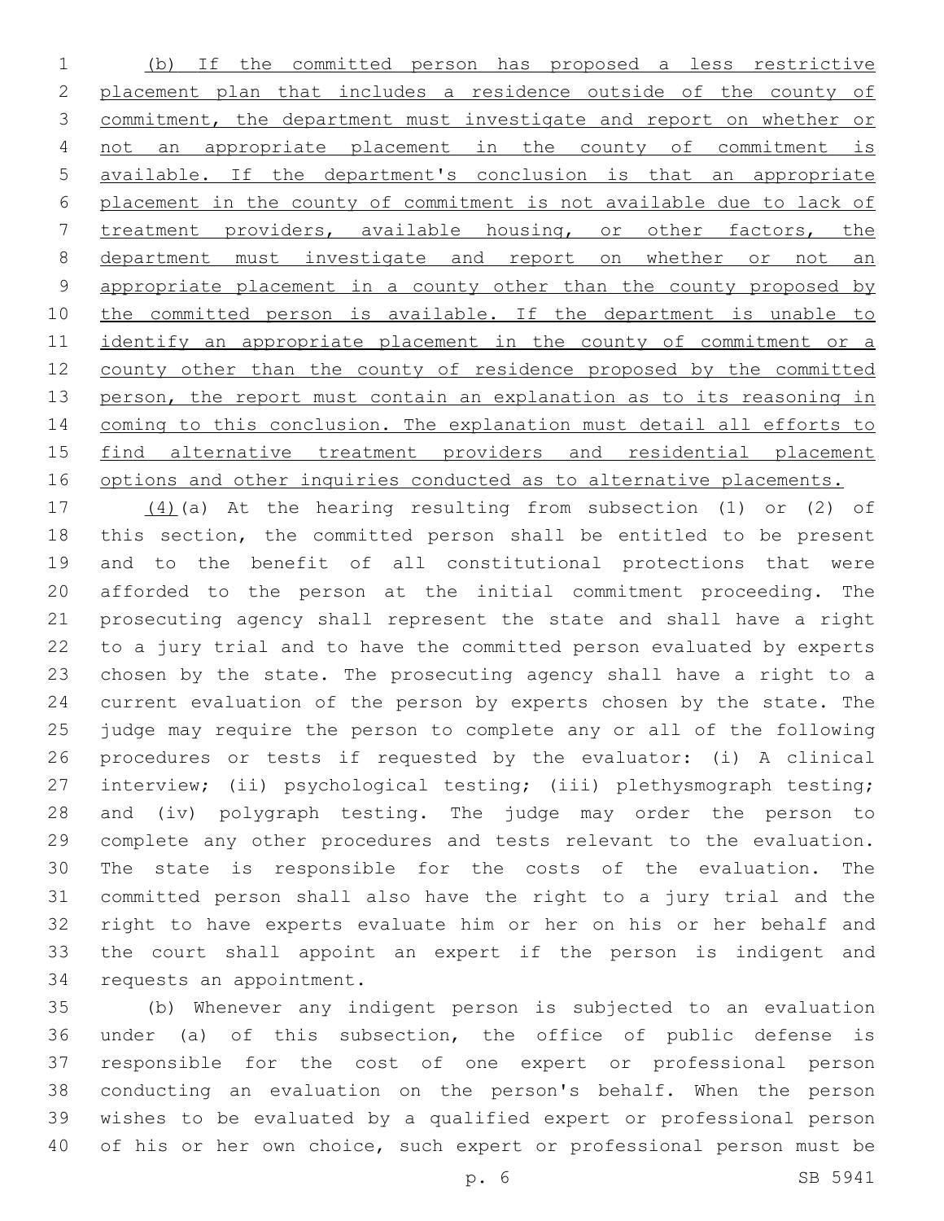(b) If the committed person has proposed a less restrictive placement plan that includes a residence outside of the county of commitment, the department must investigate and report on whether or not an appropriate placement in the county of commitment is available. If the department's conclusion is that an appropriate placement in the county of commitment is not available due to lack of treatment providers, available housing, or other factors, the department must investigate and report on whether or not an appropriate placement in a county other than the county proposed by the committed person is available. If the department is unable to identify an appropriate placement in the county of commitment or a county other than the county of residence proposed by the committed person, the report must contain an explanation as to its reasoning in coming to this conclusion. The explanation must detail all efforts to find alternative treatment providers and residential placement options and other inquiries conducted as to alternative placements.

(4)(a) At the hearing resulting from subsection (1) or (2) of this section, the committed person shall be entitled to be present and to the benefit of all constitutional protections that were afforded to the person at the initial commitment proceeding. The prosecuting agency shall represent the state and shall have a right to a jury trial and to have the committed person evaluated by experts chosen by the state. The prosecuting agency shall have a right to a current evaluation of the person by experts chosen by the state. The judge may require the person to complete any or all of the following procedures or tests if requested by the evaluator: (i) A clinical interview; (ii) psychological testing; (iii) plethysmograph testing; and (iv) polygraph testing. The judge may order the person to complete any other procedures and tests relevant to the evaluation. The state is responsible for the costs of the evaluation. The committed person shall also have the right to a jury trial and the right to have experts evaluate him or her on his or her behalf and the court shall appoint an expert if the person is indigent and requests an appointment.

(b) Whenever any indigent person is subjected to an evaluation under (a) of this subsection, the office of public defense is responsible for the cost of one expert or professional person conducting an evaluation on the person's behalf. When the person wishes to be evaluated by a qualified expert or professional person of his or her own choice, such expert or professional person must be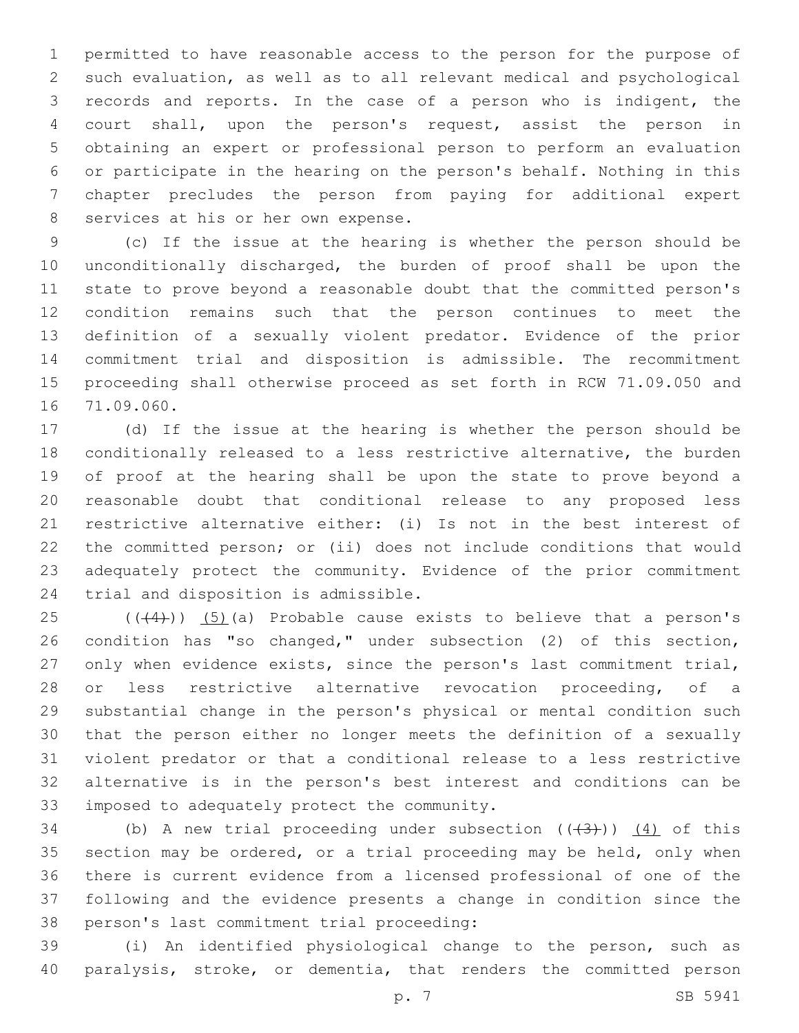permitted to have reasonable access to the person for the purpose of such evaluation, as well as to all relevant medical and psychological records and reports. In the case of a person who is indigent, the court shall, upon the person's request, assist the person in obtaining an expert or professional person to perform an evaluation or participate in the hearing on the person's behalf. Nothing in this chapter precludes the person from paying for additional expert services at his or her own expense.

(c) If the issue at the hearing is whether the person should be unconditionally discharged, the burden of proof shall be upon the state to prove beyond a reasonable doubt that the committed person's condition remains such that the person continues to meet the definition of a sexually violent predator. Evidence of the prior commitment trial and disposition is admissible. The recommitment proceeding shall otherwise proceed as set forth in RCW 71.09.050 and 71.09.060.

(d) If the issue at the hearing is whether the person should be conditionally released to a less restrictive alternative, the burden of proof at the hearing shall be upon the state to prove beyond a reasonable doubt that conditional release to any proposed less restrictive alternative either: (i) Is not in the best interest of the committed person; or (ii) does not include conditions that would adequately protect the community. Evidence of the prior commitment trial and disposition is admissible.

((~~(4)~~)) <u>(5)</u>(a) Probable cause exists to believe that a person's condition has "so changed," under subsection (2) of this section, only when evidence exists, since the person's last commitment trial, or less restrictive alternative revocation proceeding, of a substantial change in the person's physical or mental condition such that the person either no longer meets the definition of a sexually violent predator or that a conditional release to a less restrictive alternative is in the person's best interest and conditions can be imposed to adequately protect the community.

(b) A new trial proceeding under subsection ((~~(3)~~)) <u>(4)</u> of this section may be ordered, or a trial proceeding may be held, only when there is current evidence from a licensed professional of one of the following and the evidence presents a change in condition since the person's last commitment trial proceeding:

(i) An identified physiological change to the person, such as paralysis, stroke, or dementia, that renders the committed person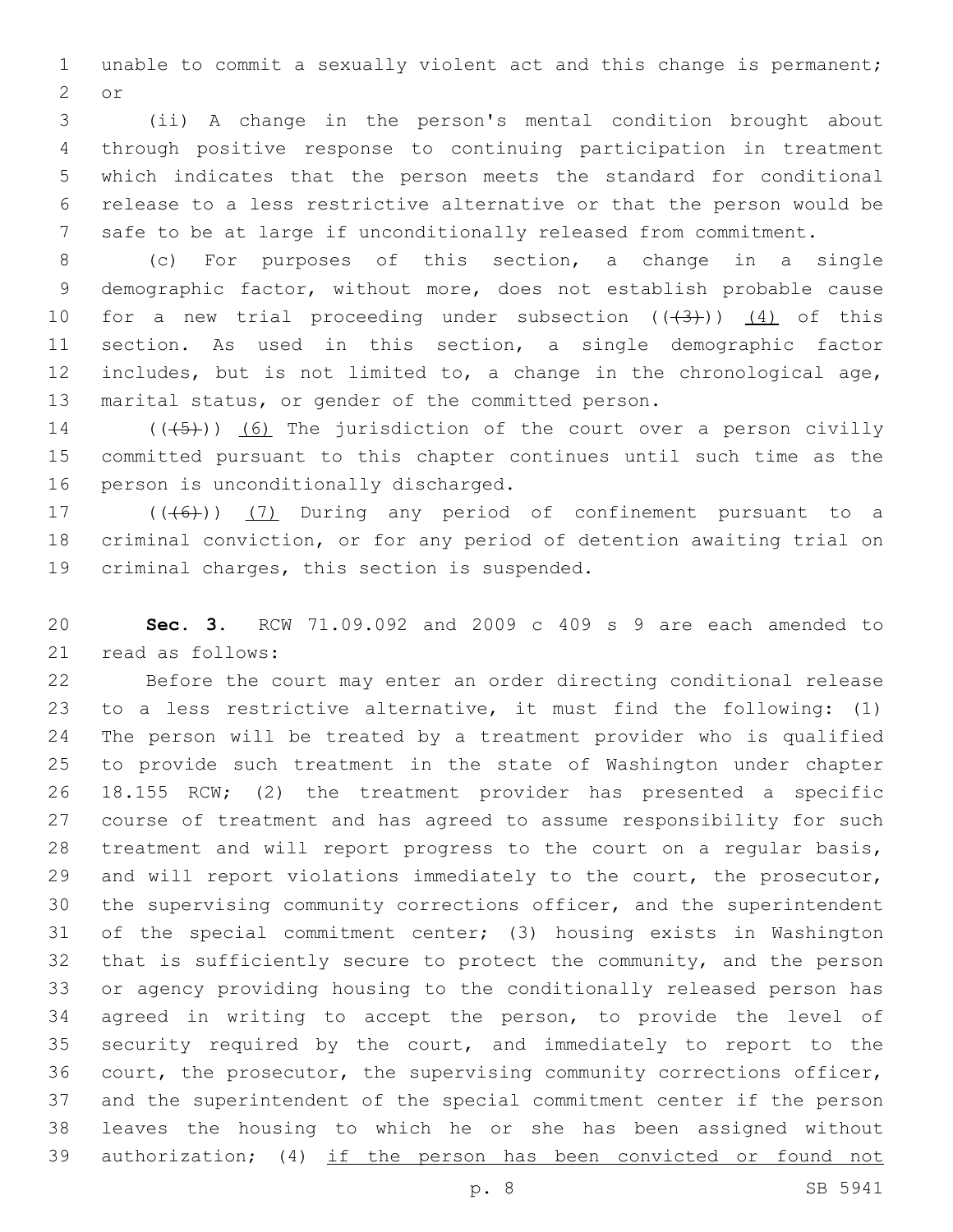unable to commit a sexually violent act and this change is permanent; or

(ii) A change in the person's mental condition brought about through positive response to continuing participation in treatment which indicates that the person meets the standard for conditional release to a less restrictive alternative or that the person would be safe to be at large if unconditionally released from commitment.

(c) For purposes of this section, a change in a single demographic factor, without more, does not establish probable cause for a new trial proceeding under subsection ~~((3))~~ <u>(4)</u> of this section. As used in this section, a single demographic factor includes, but is not limited to, a change in the chronological age, marital status, or gender of the committed person.

~~((5))~~ <u>(6)</u> The jurisdiction of the court over a person civilly committed pursuant to this chapter continues until such time as the person is unconditionally discharged.

~~((6))~~ <u>(7)</u> During any period of confinement pursuant to a criminal conviction, or for any period of detention awaiting trial on criminal charges, this section is suspended.

**Sec. 3.** RCW 71.09.092 and 2009 c 409 s 9 are each amended to read as follows:

Before the court may enter an order directing conditional release to a less restrictive alternative, it must find the following: (1) The person will be treated by a treatment provider who is qualified to provide such treatment in the state of Washington under chapter 18.155 RCW; (2) the treatment provider has presented a specific course of treatment and has agreed to assume responsibility for such treatment and will report progress to the court on a regular basis, and will report violations immediately to the court, the prosecutor, the supervising community corrections officer, and the superintendent of the special commitment center; (3) housing exists in Washington that is sufficiently secure to protect the community, and the person or agency providing housing to the conditionally released person has agreed in writing to accept the person, to provide the level of security required by the court, and immediately to report to the court, the prosecutor, the supervising community corrections officer, and the superintendent of the special commitment center if the person leaves the housing to which he or she has been assigned without authorization; (4) <u>if the person has been convicted or found not</u>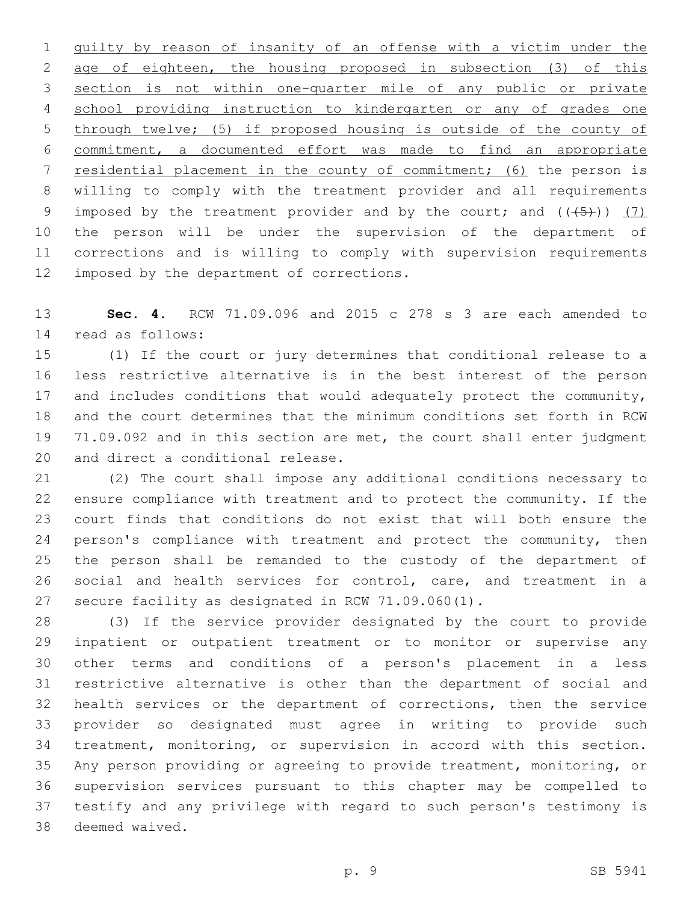guilty by reason of insanity of an offense with a victim under the age of eighteen, the housing proposed in subsection (3) of this section is not within one-quarter mile of any public or private school providing instruction to kindergarten or any of grades one through twelve; (5) if proposed housing is outside of the county of commitment, a documented effort was made to find an appropriate residential placement in the county of commitment; (6) the person is willing to comply with the treatment provider and all requirements imposed by the treatment provider and by the court; and ((~~(5)~~)) (7) the person will be under the supervision of the department of corrections and is willing to comply with supervision requirements imposed by the department of corrections.

**Sec. 4.** RCW 71.09.096 and 2015 c 278 s 3 are each amended to read as follows:

(1) If the court or jury determines that conditional release to a less restrictive alternative is in the best interest of the person and includes conditions that would adequately protect the community, and the court determines that the minimum conditions set forth in RCW 71.09.092 and in this section are met, the court shall enter judgment and direct a conditional release.

(2) The court shall impose any additional conditions necessary to ensure compliance with treatment and to protect the community. If the court finds that conditions do not exist that will both ensure the person's compliance with treatment and protect the community, then the person shall be remanded to the custody of the department of social and health services for control, care, and treatment in a secure facility as designated in RCW 71.09.060(1).

(3) If the service provider designated by the court to provide inpatient or outpatient treatment or to monitor or supervise any other terms and conditions of a person's placement in a less restrictive alternative is other than the department of social and health services or the department of corrections, then the service provider so designated must agree in writing to provide such treatment, monitoring, or supervision in accord with this section. Any person providing or agreeing to provide treatment, monitoring, or supervision services pursuant to this chapter may be compelled to testify and any privilege with regard to such person's testimony is deemed waived.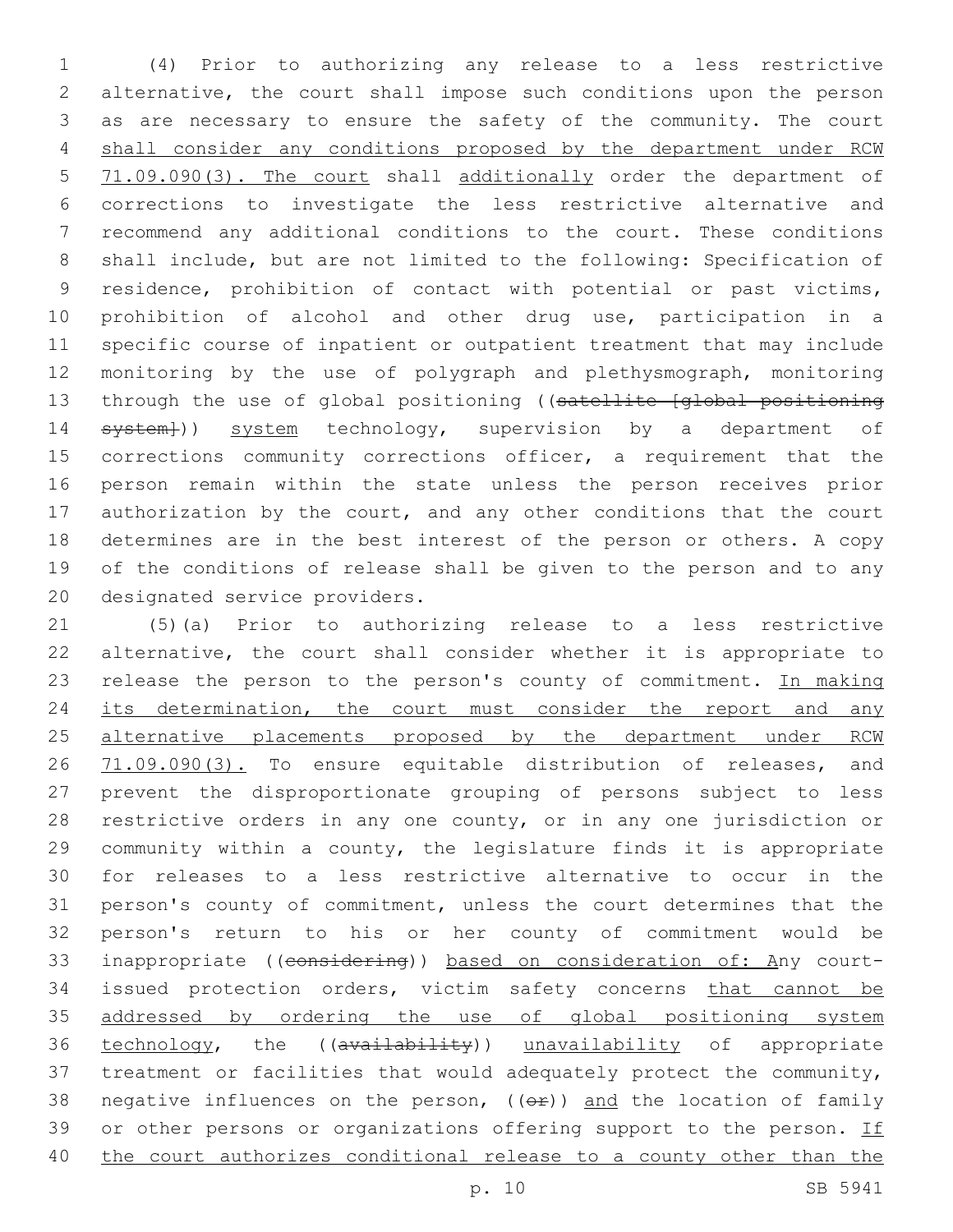(4) Prior to authorizing any release to a less restrictive alternative, the court shall impose such conditions upon the person as are necessary to ensure the safety of the community. The court shall consider any conditions proposed by the department under RCW 71.09.090(3). The court shall additionally order the department of corrections to investigate the less restrictive alternative and recommend any additional conditions to the court. These conditions shall include, but are not limited to the following: Specification of residence, prohibition of contact with potential or past victims, prohibition of alcohol and other drug use, participation in a specific course of inpatient or outpatient treatment that may include monitoring by the use of polygraph and plethysmograph, monitoring through the use of global positioning ((~~satellite [global positioning system]~~)) system technology, supervision by a department of corrections community corrections officer, a requirement that the person remain within the state unless the person receives prior authorization by the court, and any other conditions that the court determines are in the best interest of the person or others. A copy of the conditions of release shall be given to the person and to any designated service providers.

(5)(a) Prior to authorizing release to a less restrictive alternative, the court shall consider whether it is appropriate to release the person to the person's county of commitment. In making its determination, the court must consider the report and any alternative placements proposed by the department under RCW 71.09.090(3). To ensure equitable distribution of releases, and prevent the disproportionate grouping of persons subject to less restrictive orders in any one county, or in any one jurisdiction or community within a county, the legislature finds it is appropriate for releases to a less restrictive alternative to occur in the person's county of commitment, unless the court determines that the person's return to his or her county of commitment would be inappropriate ((~~considering~~)) based on consideration of: Any court-issued protection orders, victim safety concerns that cannot be addressed by ordering the use of global positioning system technology, the ((~~availability~~)) unavailability of appropriate treatment or facilities that would adequately protect the community, negative influences on the person, ((~~or~~)) and the location of family or other persons or organizations offering support to the person. If the court authorizes conditional release to a county other than the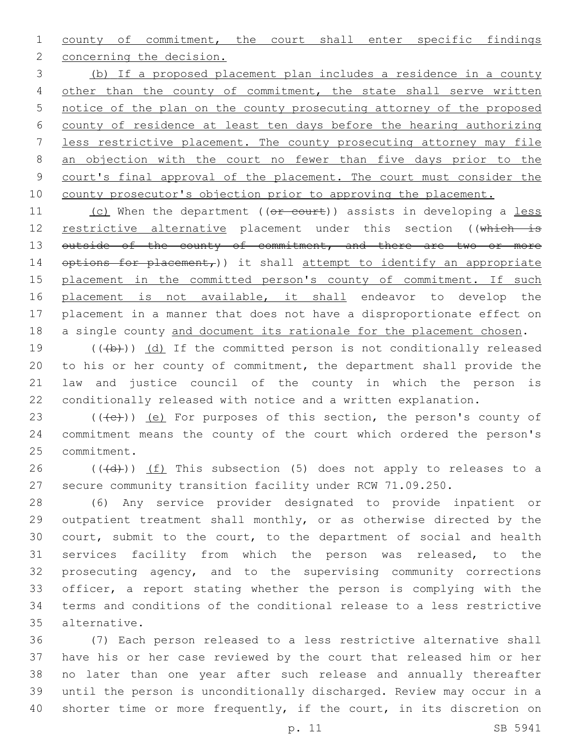county of commitment, the court shall enter specific findings concerning the decision.

(b) If a proposed placement plan includes a residence in a county other than the county of commitment, the state shall serve written notice of the plan on the county prosecuting attorney of the proposed county of residence at least ten days before the hearing authorizing less restrictive placement. The county prosecuting attorney may file an objection with the court no fewer than five days prior to the court's final approval of the placement. The court must consider the county prosecutor's objection prior to approving the placement.

(c) When the department ((~~or court~~)) assists in developing a less restrictive alternative placement under this section ((~~which is outside of the county of commitment, and there are two or more options for placement,~~)) it shall attempt to identify an appropriate placement in the committed person's county of commitment. If such placement is not available, it shall endeavor to develop the placement in a manner that does not have a disproportionate effect on a single county and document its rationale for the placement chosen.

((~~(b)~~)) (d) If the committed person is not conditionally released to his or her county of commitment, the department shall provide the law and justice council of the county in which the person is conditionally released with notice and a written explanation.

((~~(c)~~)) (e) For purposes of this section, the person's county of commitment means the county of the court which ordered the person's commitment.

((~~(d)~~)) (f) This subsection (5) does not apply to releases to a secure community transition facility under RCW 71.09.250.

(6) Any service provider designated to provide inpatient or outpatient treatment shall monthly, or as otherwise directed by the court, submit to the court, to the department of social and health services facility from which the person was released, to the prosecuting agency, and to the supervising community corrections officer, a report stating whether the person is complying with the terms and conditions of the conditional release to a less restrictive alternative.

(7) Each person released to a less restrictive alternative shall have his or her case reviewed by the court that released him or her no later than one year after such release and annually thereafter until the person is unconditionally discharged. Review may occur in a shorter time or more frequently, if the court, in its discretion on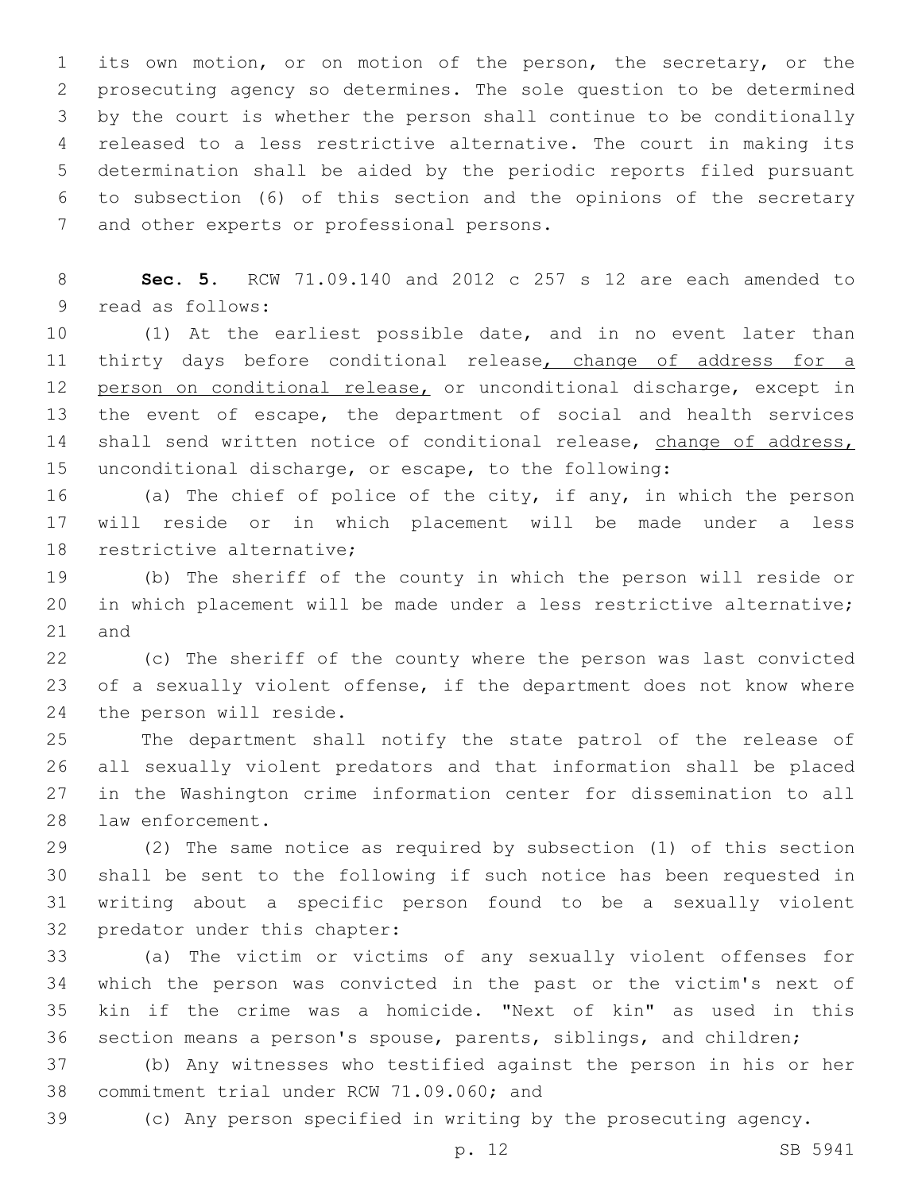its own motion, or on motion of the person, the secretary, or the prosecuting agency so determines. The sole question to be determined by the court is whether the person shall continue to be conditionally released to a less restrictive alternative. The court in making its determination shall be aided by the periodic reports filed pursuant to subsection (6) of this section and the opinions of the secretary and other experts or professional persons.

**Sec. 5.** RCW 71.09.140 and 2012 c 257 s 12 are each amended to read as follows:

(1) At the earliest possible date, and in no event later than thirty days before conditional release, change of address for a person on conditional release, or unconditional discharge, except in the event of escape, the department of social and health services shall send written notice of conditional release, change of address, unconditional discharge, or escape, to the following:

(a) The chief of police of the city, if any, in which the person will reside or in which placement will be made under a less restrictive alternative;

(b) The sheriff of the county in which the person will reside or in which placement will be made under a less restrictive alternative; and

(c) The sheriff of the county where the person was last convicted of a sexually violent offense, if the department does not know where the person will reside.

The department shall notify the state patrol of the release of all sexually violent predators and that information shall be placed in the Washington crime information center for dissemination to all law enforcement.

(2) The same notice as required by subsection (1) of this section shall be sent to the following if such notice has been requested in writing about a specific person found to be a sexually violent predator under this chapter:

(a) The victim or victims of any sexually violent offenses for which the person was convicted in the past or the victim's next of kin if the crime was a homicide. "Next of kin" as used in this section means a person's spouse, parents, siblings, and children;

(b) Any witnesses who testified against the person in his or her commitment trial under RCW 71.09.060; and

(c) Any person specified in writing by the prosecuting agency.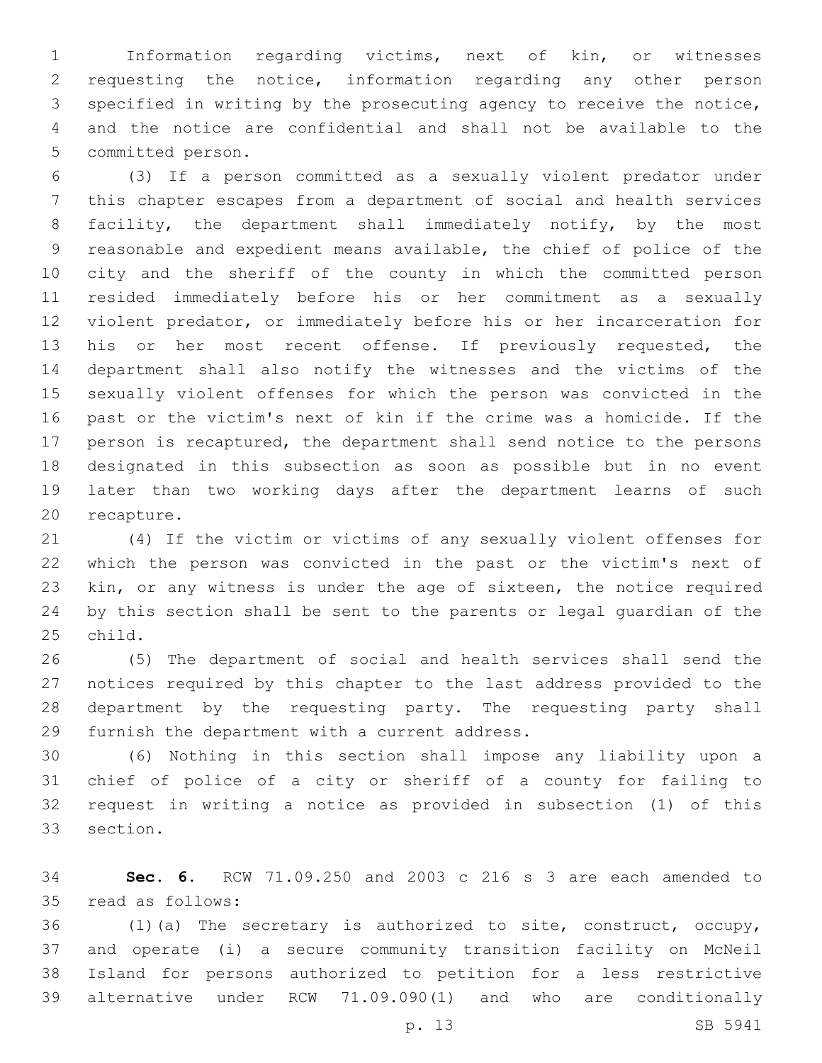Information regarding victims, next of kin, or witnesses requesting the notice, information regarding any other person specified in writing by the prosecuting agency to receive the notice, and the notice are confidential and shall not be available to the committed person.

(3) If a person committed as a sexually violent predator under this chapter escapes from a department of social and health services facility, the department shall immediately notify, by the most reasonable and expedient means available, the chief of police of the city and the sheriff of the county in which the committed person resided immediately before his or her commitment as a sexually violent predator, or immediately before his or her incarceration for his or her most recent offense. If previously requested, the department shall also notify the witnesses and the victims of the sexually violent offenses for which the person was convicted in the past or the victim's next of kin if the crime was a homicide. If the person is recaptured, the department shall send notice to the persons designated in this subsection as soon as possible but in no event later than two working days after the department learns of such recapture.

(4) If the victim or victims of any sexually violent offenses for which the person was convicted in the past or the victim's next of kin, or any witness is under the age of sixteen, the notice required by this section shall be sent to the parents or legal guardian of the child.

(5) The department of social and health services shall send the notices required by this chapter to the last address provided to the department by the requesting party. The requesting party shall furnish the department with a current address.

(6) Nothing in this section shall impose any liability upon a chief of police of a city or sheriff of a county for failing to request in writing a notice as provided in subsection (1) of this section.

**Sec. 6.** RCW 71.09.250 and 2003 c 216 s 3 are each amended to read as follows:

(1)(a) The secretary is authorized to site, construct, occupy, and operate (i) a secure community transition facility on McNeil Island for persons authorized to petition for a less restrictive alternative under RCW 71.09.090(1) and who are conditionally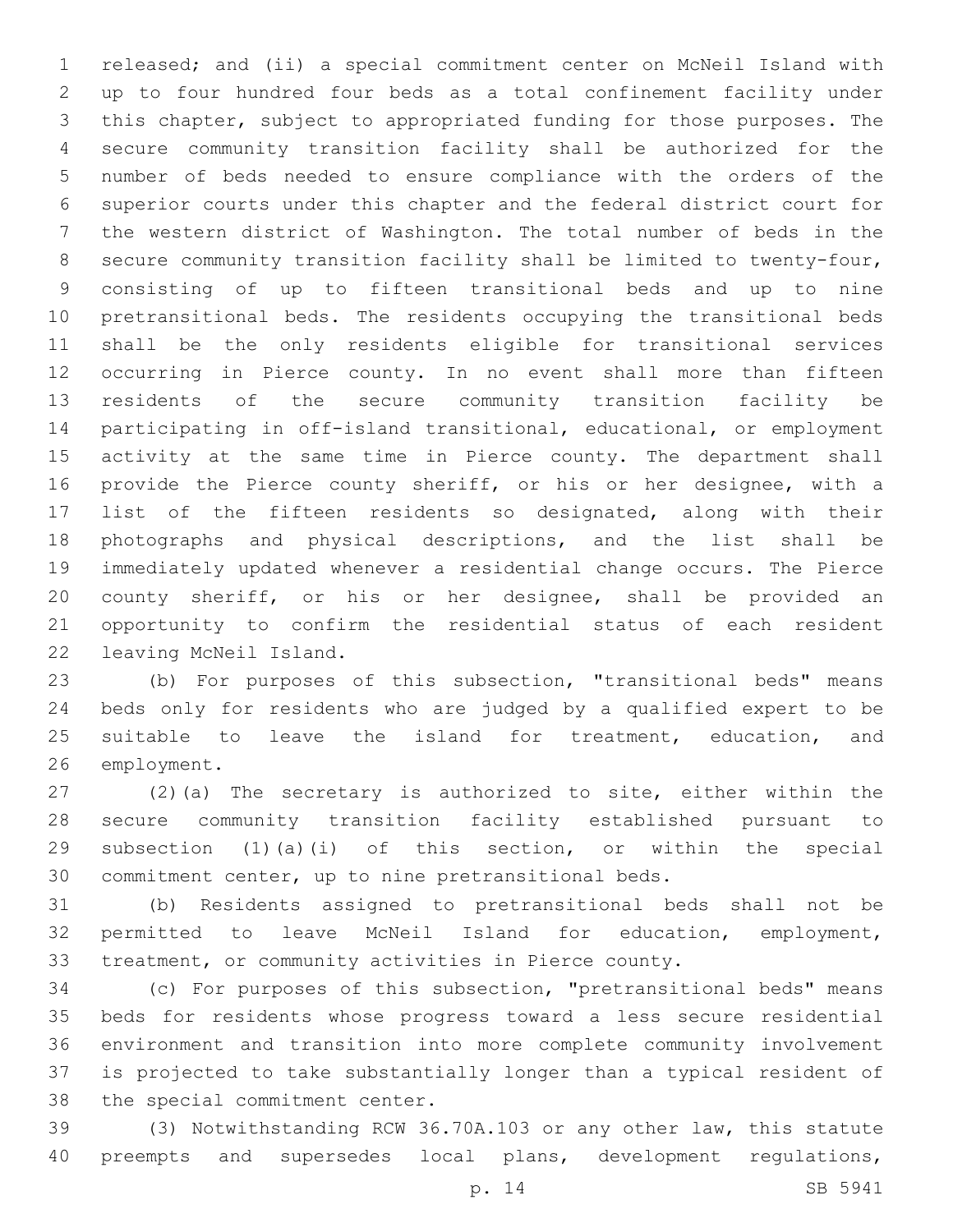released; and (ii) a special commitment center on McNeil Island with up to four hundred four beds as a total confinement facility under this chapter, subject to appropriated funding for those purposes. The secure community transition facility shall be authorized for the number of beds needed to ensure compliance with the orders of the superior courts under this chapter and the federal district court for the western district of Washington. The total number of beds in the secure community transition facility shall be limited to twenty-four, consisting of up to fifteen transitional beds and up to nine pretransitional beds. The residents occupying the transitional beds shall be the only residents eligible for transitional services occurring in Pierce county. In no event shall more than fifteen residents of the secure community transition facility be participating in off-island transitional, educational, or employment activity at the same time in Pierce county. The department shall provide the Pierce county sheriff, or his or her designee, with a list of the fifteen residents so designated, along with their photographs and physical descriptions, and the list shall be immediately updated whenever a residential change occurs. The Pierce county sheriff, or his or her designee, shall be provided an opportunity to confirm the residential status of each resident leaving McNeil Island.

(b) For purposes of this subsection, "transitional beds" means beds only for residents who are judged by a qualified expert to be suitable to leave the island for treatment, education, and employment.

(2)(a) The secretary is authorized to site, either within the secure community transition facility established pursuant to subsection (1)(a)(i) of this section, or within the special commitment center, up to nine pretransitional beds.

(b) Residents assigned to pretransitional beds shall not be permitted to leave McNeil Island for education, employment, treatment, or community activities in Pierce county.

(c) For purposes of this subsection, "pretransitional beds" means beds for residents whose progress toward a less secure residential environment and transition into more complete community involvement is projected to take substantially longer than a typical resident of the special commitment center.

(3) Notwithstanding RCW 36.70A.103 or any other law, this statute preempts and supersedes local plans, development regulations,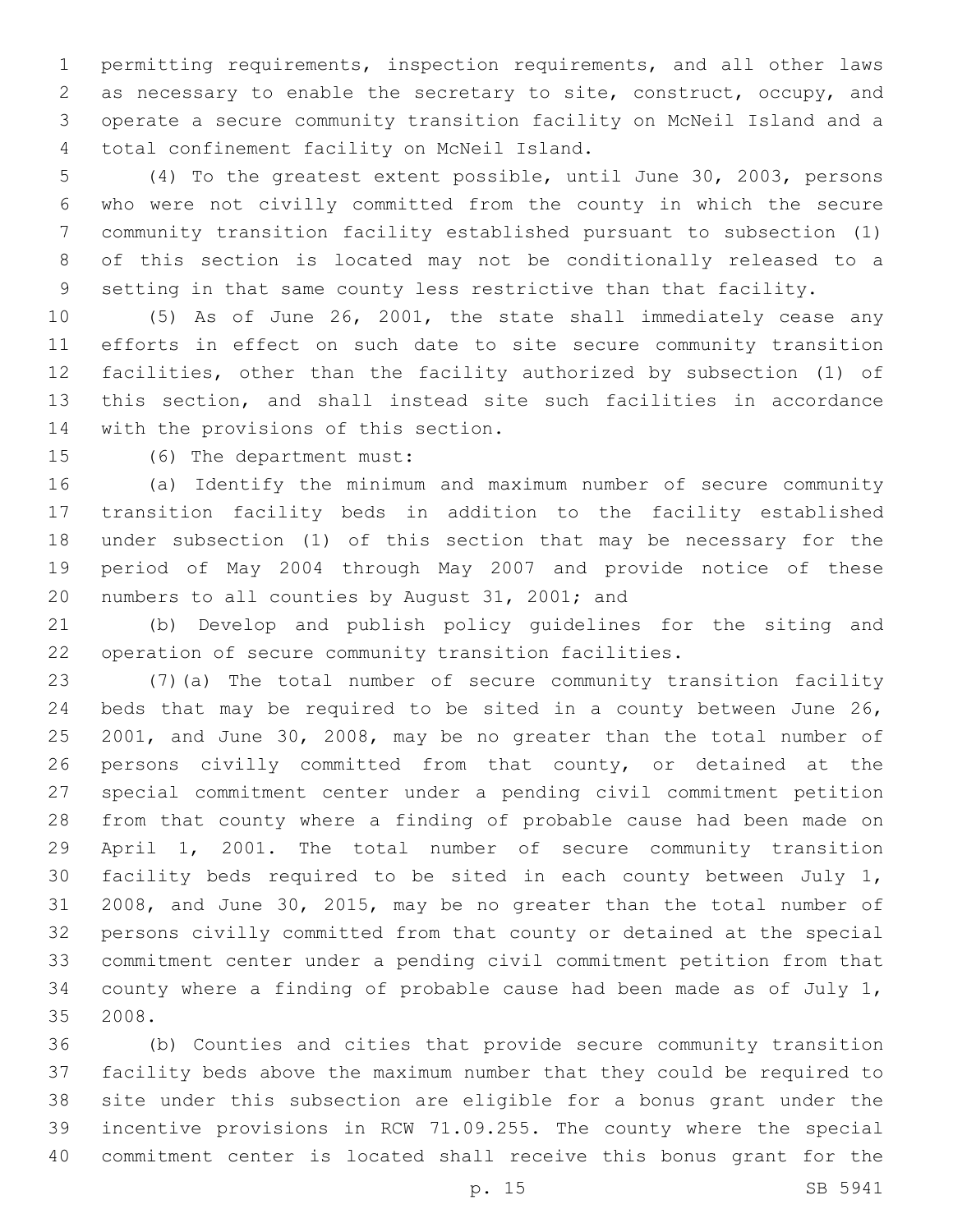permitting requirements, inspection requirements, and all other laws as necessary to enable the secretary to site, construct, occupy, and operate a secure community transition facility on McNeil Island and a total confinement facility on McNeil Island.

(4) To the greatest extent possible, until June 30, 2003, persons who were not civilly committed from the county in which the secure community transition facility established pursuant to subsection (1) of this section is located may not be conditionally released to a setting in that same county less restrictive than that facility.

(5) As of June 26, 2001, the state shall immediately cease any efforts in effect on such date to site secure community transition facilities, other than the facility authorized by subsection (1) of this section, and shall instead site such facilities in accordance with the provisions of this section.

(6) The department must:

(a) Identify the minimum and maximum number of secure community transition facility beds in addition to the facility established under subsection (1) of this section that may be necessary for the period of May 2004 through May 2007 and provide notice of these numbers to all counties by August 31, 2001; and

(b) Develop and publish policy guidelines for the siting and operation of secure community transition facilities.

(7)(a) The total number of secure community transition facility beds that may be required to be sited in a county between June 26, 2001, and June 30, 2008, may be no greater than the total number of persons civilly committed from that county, or detained at the special commitment center under a pending civil commitment petition from that county where a finding of probable cause had been made on April 1, 2001. The total number of secure community transition facility beds required to be sited in each county between July 1, 2008, and June 30, 2015, may be no greater than the total number of persons civilly committed from that county or detained at the special commitment center under a pending civil commitment petition from that county where a finding of probable cause had been made as of July 1, 2008.

(b) Counties and cities that provide secure community transition facility beds above the maximum number that they could be required to site under this subsection are eligible for a bonus grant under the incentive provisions in RCW 71.09.255. The county where the special commitment center is located shall receive this bonus grant for the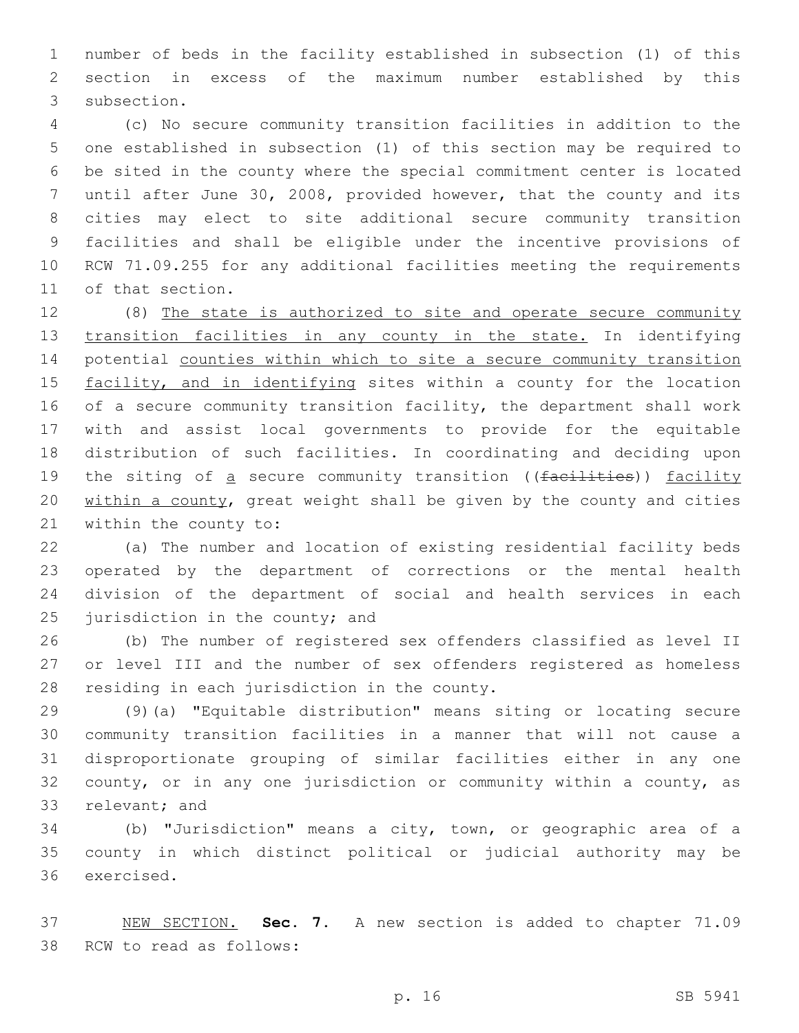number of beds in the facility established in subsection (1) of this section in excess of the maximum number established by this subsection.

(c) No secure community transition facilities in addition to the one established in subsection (1) of this section may be required to be sited in the county where the special commitment center is located until after June 30, 2008, provided however, that the county and its cities may elect to site additional secure community transition facilities and shall be eligible under the incentive provisions of RCW 71.09.255 for any additional facilities meeting the requirements of that section.

(8) The state is authorized to site and operate secure community transition facilities in any county in the state. In identifying potential counties within which to site a secure community transition facility, and in identifying sites within a county for the location of a secure community transition facility, the department shall work with and assist local governments to provide for the equitable distribution of such facilities. In coordinating and deciding upon the siting of a secure community transition ((~~facilities~~)) facility within a county, great weight shall be given by the county and cities within the county to:

(a) The number and location of existing residential facility beds operated by the department of corrections or the mental health division of the department of social and health services in each jurisdiction in the county; and

(b) The number of registered sex offenders classified as level II or level III and the number of sex offenders registered as homeless residing in each jurisdiction in the county.

(9)(a) "Equitable distribution" means siting or locating secure community transition facilities in a manner that will not cause a disproportionate grouping of similar facilities either in any one county, or in any one jurisdiction or community within a county, as relevant; and

(b) "Jurisdiction" means a city, town, or geographic area of a county in which distinct political or judicial authority may be exercised.

NEW SECTION. **Sec. 7.** A new section is added to chapter 71.09 RCW to read as follows: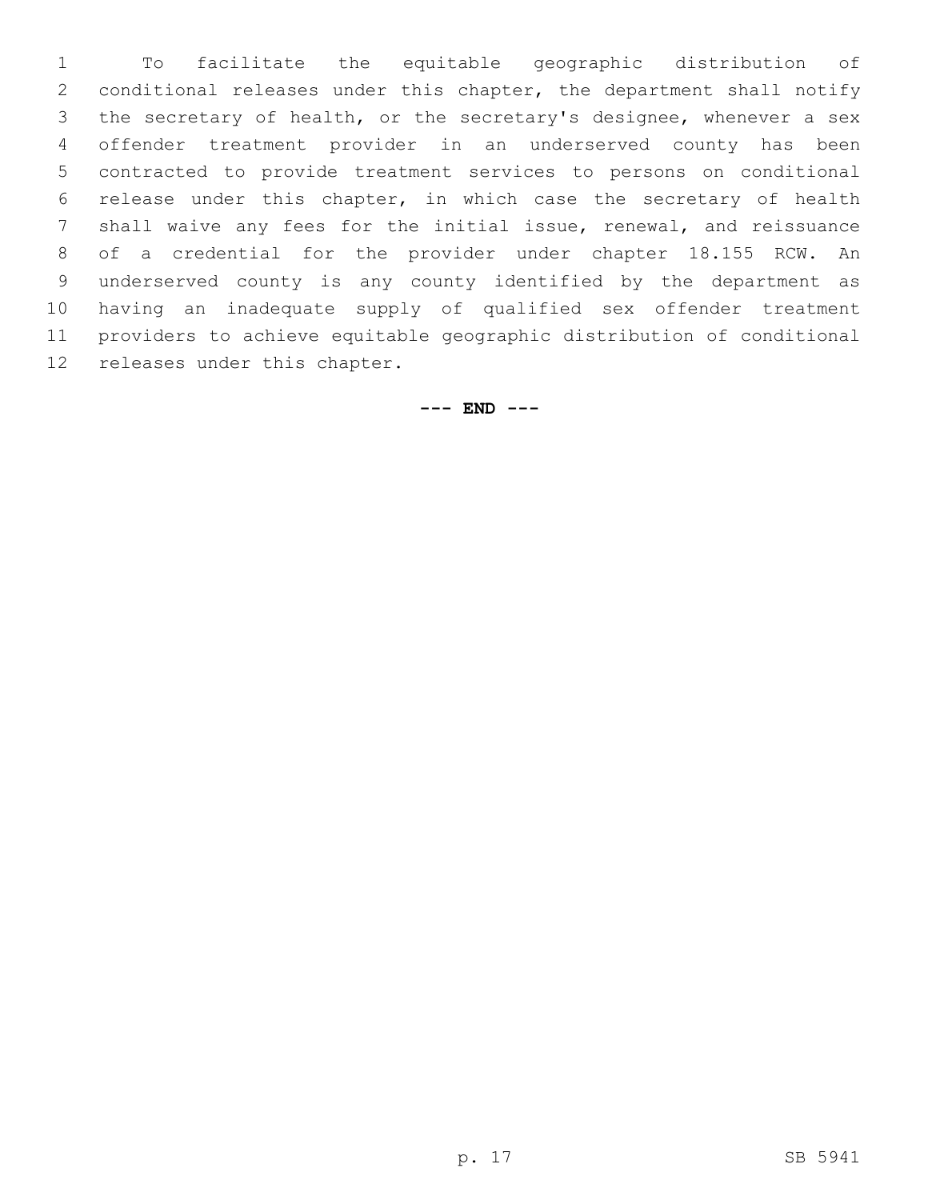To facilitate the equitable geographic distribution of conditional releases under this chapter, the department shall notify the secretary of health, or the secretary's designee, whenever a sex offender treatment provider in an underserved county has been contracted to provide treatment services to persons on conditional release under this chapter, in which case the secretary of health shall waive any fees for the initial issue, renewal, and reissuance of a credential for the provider under chapter 18.155 RCW. An underserved county is any county identified by the department as having an inadequate supply of qualified sex offender treatment providers to achieve equitable geographic distribution of conditional releases under this chapter.

**--- END ---**